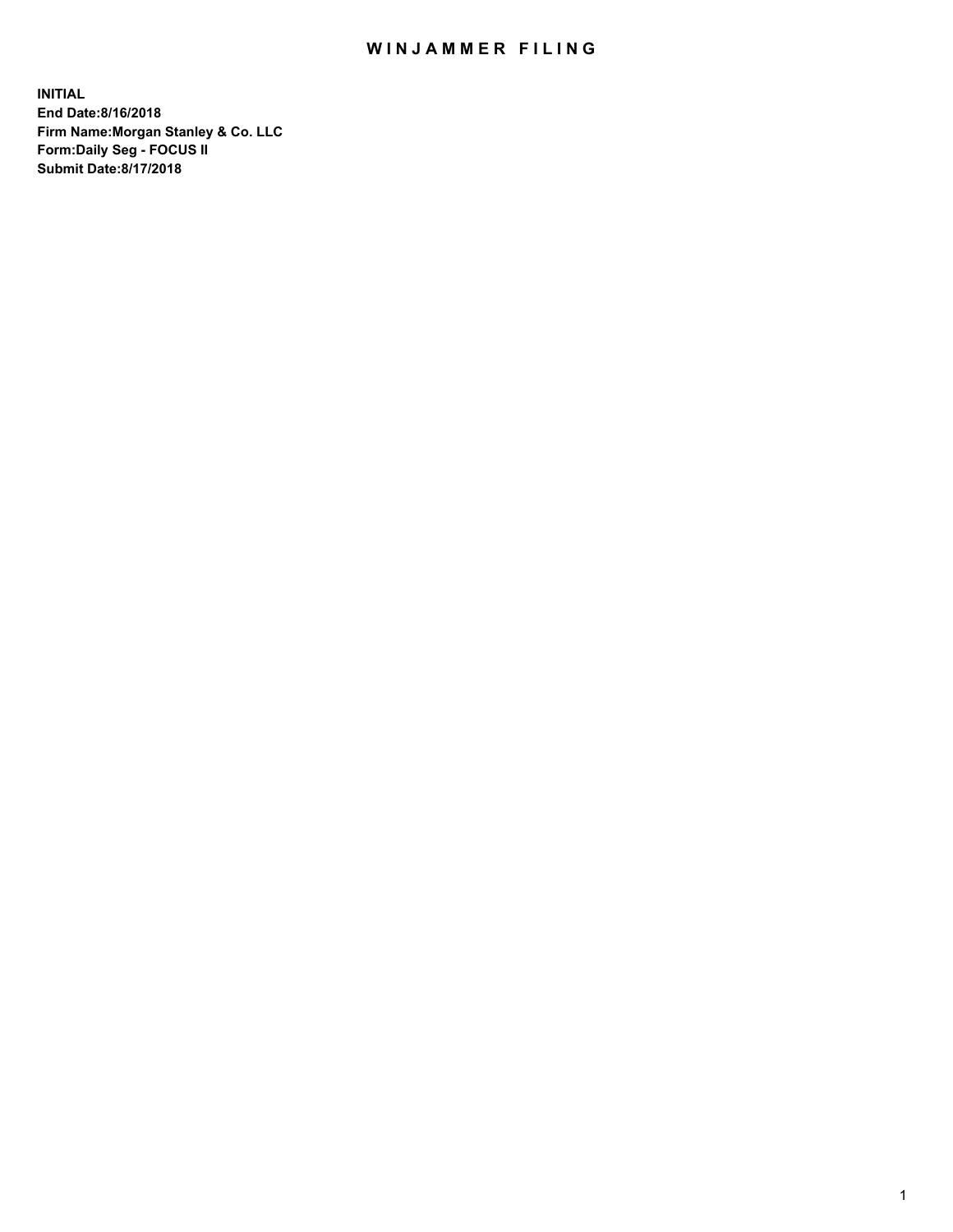# WINJAMMER FILING

**INITIAL**
**End Date:8/16/2018**
**Firm Name:Morgan Stanley & Co. LLC**
**Form:Daily Seg - FOCUS II**
**Submit Date:8/17/2018**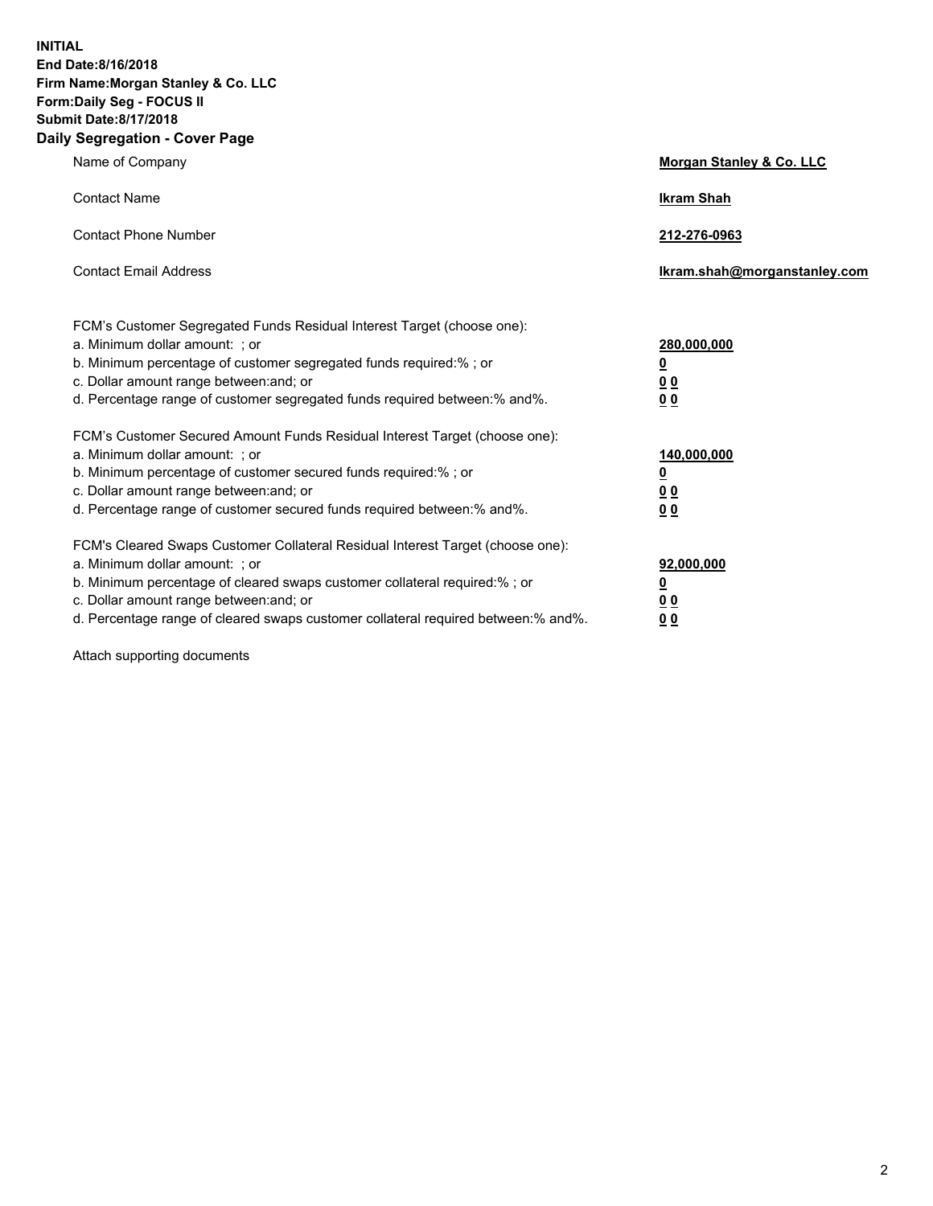**INITIAL**
**End Date:8/16/2018**
**Firm Name:Morgan Stanley & Co. LLC**
**Form:Daily Seg - FOCUS II**
**Submit Date:8/17/2018**
**Daily Segregation - Cover Page**

| | |
|---|---|
| Name of Company | **Morgan Stanley & Co. LLC** |
| Contact Name | **Ikram Shah** |
| Contact Phone Number | **212-276-0963** |
| Contact Email Address | **Ikram.shah@morganstanley.com** |

FCM's Customer Segregated Funds Residual Interest Target (choose one):

| | |
|---|---|
| a. Minimum dollar amount: ; or | **280,000,000** |
| b. Minimum percentage of customer segregated funds required:% ; or | **0** |
| c. Dollar amount range between:and; or | **0 0** |
| d. Percentage range of customer segregated funds required between:% and%. | **0 0** |

FCM's Customer Secured Amount Funds Residual Interest Target (choose one):

| | |
|---|---|
| a. Minimum dollar amount: ; or | **140,000,000** |
| b. Minimum percentage of customer secured funds required:% ; or | **0** |
| c. Dollar amount range between:and; or | **0 0** |
| d. Percentage range of customer secured funds required between:% and%. | **0 0** |

FCM's Cleared Swaps Customer Collateral Residual Interest Target (choose one):

| | |
|---|---|
| a. Minimum dollar amount: ; or | **92,000,000** |
| b. Minimum percentage of cleared swaps customer collateral required:% ; or | **0** |
| c. Dollar amount range between:and; or | **0 0** |
| d. Percentage range of cleared swaps customer collateral required between:% and%. | **0 0** |

Attach supporting documents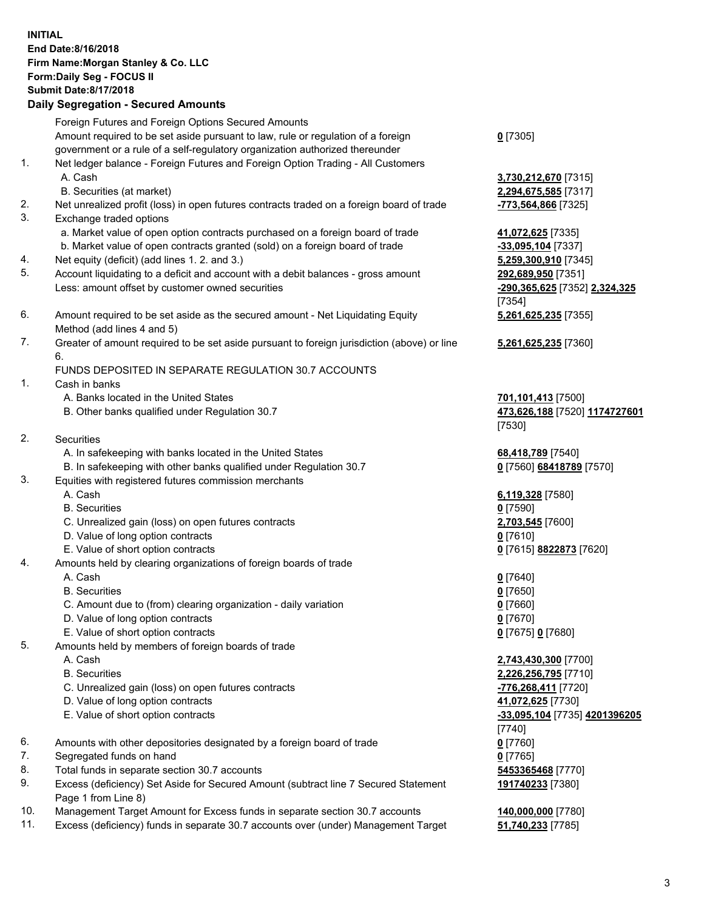**INITIAL**
**End Date:8/16/2018**
**Firm Name:Morgan Stanley & Co. LLC**
**Form:Daily Seg - FOCUS II**
**Submit Date:8/17/2018**

### Daily Segregation - Secured Amounts

| | | |
|---|---|---|
| | Foreign Futures and Foreign Options Secured Amounts | |
| | Amount required to be set aside pursuant to law, rule or regulation of a foreign government or a rule of a self-regulatory organization authorized thereunder | **0** [7305] |
| 1. | Net ledger balance - Foreign Futures and Foreign Option Trading - All Customers | |
| | A. Cash | **3,730,212,670** [7315] |
| | B. Securities (at market) | **2,294,675,585** [7317] |
| 2. | Net unrealized profit (loss) in open futures contracts traded on a foreign board of trade | **-773,564,866** [7325] |
| 3. | Exchange traded options | |
| | a. Market value of open option contracts purchased on a foreign board of trade | **41,072,625** [7335] |
| | b. Market value of open contracts granted (sold) on a foreign board of trade | **-33,095,104** [7337] |
| 4. | Net equity (deficit) (add lines 1. 2. and 3.) | **5,259,300,910** [7345] |
| 5. | Account liquidating to a deficit and account with a debit balances - gross amount | **292,689,950** [7351] |
| | Less: amount offset by customer owned securities | **-290,365,625** [7352] **2,324,325** [7354] |
| 6. | Amount required to be set aside as the secured amount - Net Liquidating Equity Method (add lines 4 and 5) | **5,261,625,235** [7355] |
| 7. | Greater of amount required to be set aside pursuant to foreign jurisdiction (above) or line 6. | **5,261,625,235** [7360] |
| | FUNDS DEPOSITED IN SEPARATE REGULATION 30.7 ACCOUNTS | |
| 1. | Cash in banks | |
| | A. Banks located in the United States | **701,101,413** [7500] |
| | B. Other banks qualified under Regulation 30.7 | **473,626,188** [7520] **1174727601** [7530] |
| 2. | Securities | |
| | A. In safekeeping with banks located in the United States | **68,418,789** [7540] |
| | B. In safekeeping with other banks qualified under Regulation 30.7 | **0** [7560] **68418789** [7570] |
| 3. | Equities with registered futures commission merchants | |
| | A. Cash | **6,119,328** [7580] |
| | B. Securities | **0** [7590] |
| | C. Unrealized gain (loss) on open futures contracts | **2,703,545** [7600] |
| | D. Value of long option contracts | **0** [7610] |
| | E. Value of short option contracts | **0** [7615] **8822873** [7620] |
| 4. | Amounts held by clearing organizations of foreign boards of trade | |
| | A. Cash | **0** [7640] |
| | B. Securities | **0** [7650] |
| | C. Amount due to (from) clearing organization - daily variation | **0** [7660] |
| | D. Value of long option contracts | **0** [7670] |
| | E. Value of short option contracts | **0** [7675] **0** [7680] |
| 5. | Amounts held by members of foreign boards of trade | |
| | A. Cash | **2,743,430,300** [7700] |
| | B. Securities | **2,226,256,795** [7710] |
| | C. Unrealized gain (loss) on open futures contracts | **-776,268,411** [7720] |
| | D. Value of long option contracts | **41,072,625** [7730] |
| | E. Value of short option contracts | **-33,095,104** [7735] **4201396205** [7740] |
| 6. | Amounts with other depositories designated by a foreign board of trade | **0** [7760] |
| 7. | Segregated funds on hand | **0** [7765] |
| 8. | Total funds in separate section 30.7 accounts | **5453365468** [7770] |
| 9. | Excess (deficiency) Set Aside for Secured Amount (subtract line 7 Secured Statement Page 1 from Line 8) | **191740233** [7380] |
| 10. | Management Target Amount for Excess funds in separate section 30.7 accounts | **140,000,000** [7780] |
| 11. | Excess (deficiency) funds in separate 30.7 accounts over (under) Management Target | **51,740,233** [7785] |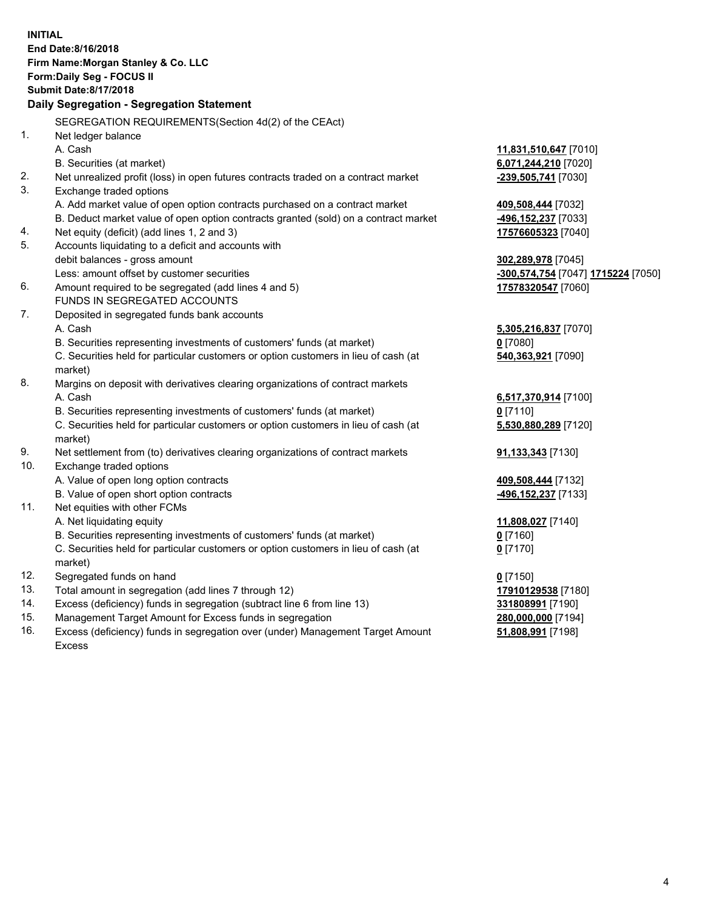**INITIAL**
**End Date:8/16/2018**
**Firm Name:Morgan Stanley & Co. LLC**
**Form:Daily Seg - FOCUS II**
**Submit Date:8/17/2018**

## Daily Segregation - Segregation Statement

| | | |
|---|---|---|
| | SEGREGATION REQUIREMENTS(Section 4d(2) of the CEAct) | |
| 1. | Net ledger balance | |
| | A. Cash | **11,831,510,647** [7010] |
| | B. Securities (at market) | **6,071,244,210** [7020] |
| 2. | Net unrealized profit (loss) in open futures contracts traded on a contract market | **-239,505,741** [7030] |
| 3. | Exchange traded options | |
| | A. Add market value of open option contracts purchased on a contract market | **409,508,444** [7032] |
| | B. Deduct market value of open option contracts granted (sold) on a contract market | **-496,152,237** [7033] |
| 4. | Net equity (deficit) (add lines 1, 2 and 3) | **17576605323** [7040] |
| 5. | Accounts liquidating to a deficit and accounts with | |
| | debit balances - gross amount | **302,289,978** [7045] |
| | Less: amount offset by customer securities | **-300,574,754** [7047] **1715224** [7050] |
| 6. | Amount required to be segregated (add lines 4 and 5) | **17578320547** [7060] |
| | FUNDS IN SEGREGATED ACCOUNTS | |
| 7. | Deposited in segregated funds bank accounts | |
| | A. Cash | **5,305,216,837** [7070] |
| | B. Securities representing investments of customers' funds (at market) | **0** [7080] |
| | C. Securities held for particular customers or option customers in lieu of cash (at market) | **540,363,921** [7090] |
| 8. | Margins on deposit with derivatives clearing organizations of contract markets | |
| | A. Cash | **6,517,370,914** [7100] |
| | B. Securities representing investments of customers' funds (at market) | **0** [7110] |
| | C. Securities held for particular customers or option customers in lieu of cash (at market) | **5,530,880,289** [7120] |
| 9. | Net settlement from (to) derivatives clearing organizations of contract markets | **91,133,343** [7130] |
| 10. | Exchange traded options | |
| | A. Value of open long option contracts | **409,508,444** [7132] |
| | B. Value of open short option contracts | **-496,152,237** [7133] |
| 11. | Net equities with other FCMs | |
| | A. Net liquidating equity | **11,808,027** [7140] |
| | B. Securities representing investments of customers' funds (at market) | **0** [7160] |
| | C. Securities held for particular customers or option customers in lieu of cash (at market) | **0** [7170] |
| 12. | Segregated funds on hand | **0** [7150] |
| 13. | Total amount in segregation (add lines 7 through 12) | **17910129538** [7180] |
| 14. | Excess (deficiency) funds in segregation (subtract line 6 from line 13) | **331808991** [7190] |
| 15. | Management Target Amount for Excess funds in segregation | **280,000,000** [7194] |
| 16. | Excess (deficiency) funds in segregation over (under) Management Target Amount Excess | **51,808,991** [7198] |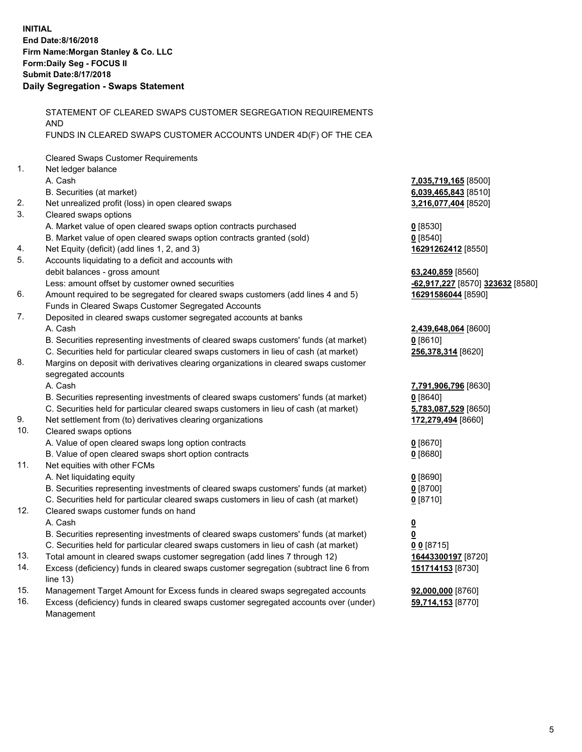**INITIAL**
**End Date:8/16/2018**
**Firm Name:Morgan Stanley & Co. LLC**
**Form:Daily Seg - FOCUS II**
**Submit Date:8/17/2018**
**Daily Segregation - Swaps Statement**

STATEMENT OF CLEARED SWAPS CUSTOMER SEGREGATION REQUIREMENTS AND FUNDS IN CLEARED SWAPS CUSTOMER ACCOUNTS UNDER 4D(F) OF THE CEA

| | | |
|---|---|---|
| | Cleared Swaps Customer Requirements | |
| 1. | Net ledger balance | |
| | A. Cash | **7,035,719,165** [8500] |
| | B. Securities (at market) | **6,039,465,843** [8510] |
| 2. | Net unrealized profit (loss) in open cleared swaps | **3,216,077,404** [8520] |
| 3. | Cleared swaps options | |
| | A. Market value of open cleared swaps option contracts purchased | **0** [8530] |
| | B. Market value of open cleared swaps option contracts granted (sold) | **0** [8540] |
| 4. | Net Equity (deficit) (add lines 1, 2, and 3) | **16291262412** [8550] |
| 5. | Accounts liquidating to a deficit and accounts with debit balances - gross amount | **63,240,859** [8560] |
| | Less: amount offset by customer owned securities | **-62,917,227** [8570] **323632** [8580] |
| 6. | Amount required to be segregated for cleared swaps customers (add lines 4 and 5) | **16291586044** [8590] |
| | Funds in Cleared Swaps Customer Segregated Accounts | |
| 7. | Deposited in cleared swaps customer segregated accounts at banks | |
| | A. Cash | **2,439,648,064** [8600] |
| | B. Securities representing investments of cleared swaps customers' funds (at market) | **0** [8610] |
| | C. Securities held for particular cleared swaps customers in lieu of cash (at market) | **256,378,314** [8620] |
| 8. | Margins on deposit with derivatives clearing organizations in cleared swaps customer segregated accounts | |
| | A. Cash | **7,791,906,796** [8630] |
| | B. Securities representing investments of cleared swaps customers' funds (at market) | **0** [8640] |
| | C. Securities held for particular cleared swaps customers in lieu of cash (at market) | **5,783,087,529** [8650] |
| 9. | Net settlement from (to) derivatives clearing organizations | **172,279,494** [8660] |
| 10. | Cleared swaps options | |
| | A. Value of open cleared swaps long option contracts | **0** [8670] |
| | B. Value of open cleared swaps short option contracts | **0** [8680] |
| 11. | Net equities with other FCMs | |
| | A. Net liquidating equity | **0** [8690] |
| | B. Securities representing investments of cleared swaps customers' funds (at market) | **0** [8700] |
| | C. Securities held for particular cleared swaps customers in lieu of cash (at market) | **0** [8710] |
| 12. | Cleared swaps customer funds on hand | |
| | A. Cash | **0** |
| | B. Securities representing investments of cleared swaps customers' funds (at market) | **0** |
| | C. Securities held for particular cleared swaps customers in lieu of cash (at market) | **0** **0** [8715] |
| 13. | Total amount in cleared swaps customer segregation (add lines 7 through 12) | **16443300197** [8720] |
| 14. | Excess (deficiency) funds in cleared swaps customer segregation (subtract line 6 from line 13) | **151714153** [8730] |
| 15. | Management Target Amount for Excess funds in cleared swaps segregated accounts | **92,000,000** [8760] |
| 16. | Excess (deficiency) funds in cleared swaps customer segregated accounts over (under) Management | **59,714,153** [8770] |